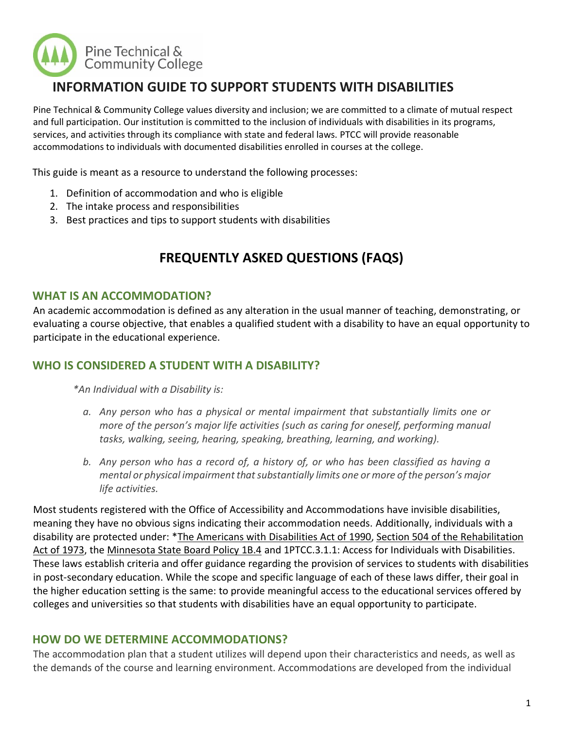Pine Technical & Community College

# INFORMATION GUIDE TO SUPPORT STUDENTS WITH DISABILITIES

Pine Technical & Community College values diversity and inclusion; we are committed to a climate of mutual respect and full participation. Our institution is committed to the inclusion of individuals with disabilities in its programs, services, and activities through its compliance with state and federal laws. PTCC will provide reasonable accommodations to individuals with documented disabilities enrolled in courses at the college.

This guide is meant as a resource to understand the following processes:

1. Definition of accommodation and who is eligible
2. The intake process and responsibilities
3. Best practices and tips to support students with disabilities

# FREQUENTLY ASKED QUESTIONS (FAQS)

## WHAT IS AN ACCOMMODATION?

An academic accommodation is defined as any alteration in the usual manner of teaching, demonstrating, or evaluating a course objective, that enables a qualified student with a disability to have an equal opportunity to participate in the educational experience.

## WHO IS CONSIDERED A STUDENT WITH A DISABILITY?

*\*An Individual with a Disability is:*

a. *Any person who has a physical or mental impairment that substantially limits one or more of the person's major life activities (such as caring for oneself, performing manual tasks, walking, seeing, hearing, speaking, breathing, learning, and working).*

b. *Any person who has a record of, a history of, or who has been classified as having a mental or physical impairment that substantially limits one or more of the person's major life activities.*

Most students registered with the Office of Accessibility and Accommodations have invisible disabilities, meaning they have no obvious signs indicating their accommodation needs. Additionally, individuals with a disability are protected under: \*The Americans with Disabilities Act of 1990, Section 504 of the Rehabilitation Act of 1973, the Minnesota State Board Policy 1B.4 and 1PTCC.3.1.1: Access for Individuals with Disabilities. These laws establish criteria and offer guidance regarding the provision of services to students with disabilities in post-secondary education. While the scope and specific language of each of these laws differ, their goal in the higher education setting is the same: to provide meaningful access to the educational services offered by colleges and universities so that students with disabilities have an equal opportunity to participate.

## HOW DO WE DETERMINE ACCOMMODATIONS?

The accommodation plan that a student utilizes will depend upon their characteristics and needs, as well as the demands of the course and learning environment. Accommodations are developed from the individual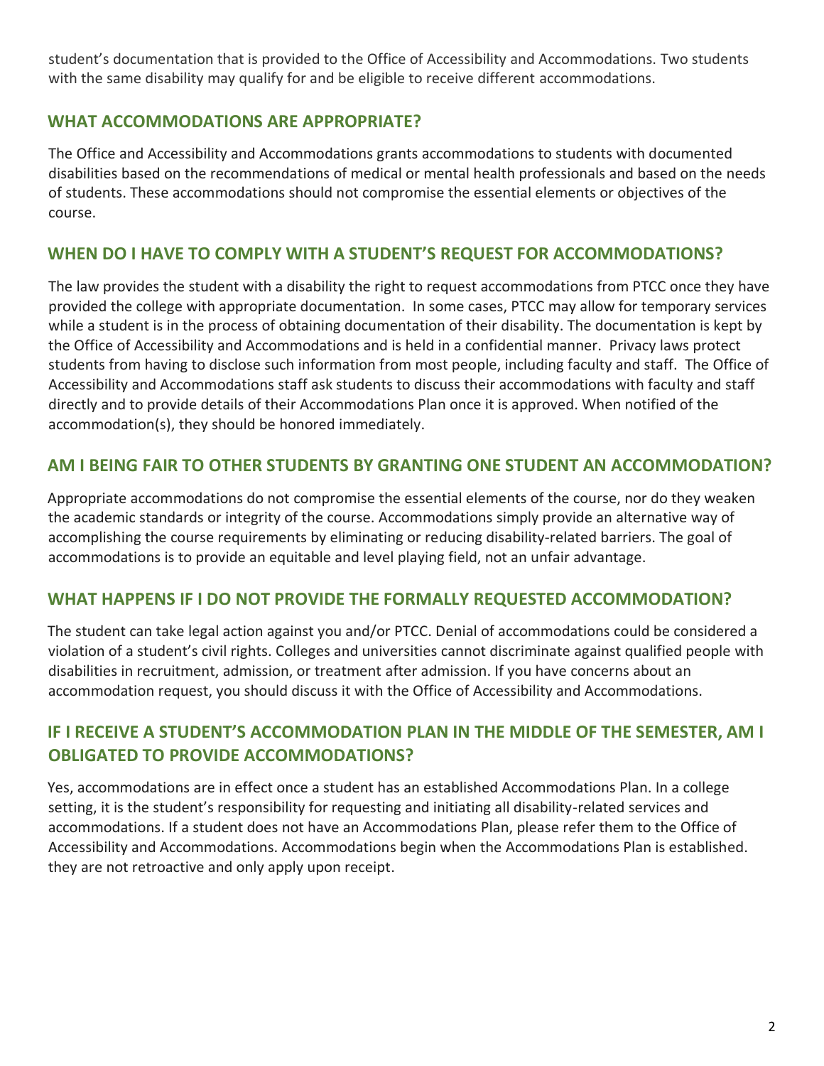student's documentation that is provided to the Office of Accessibility and Accommodations. Two students with the same disability may qualify for and be eligible to receive different accommodations.

## WHAT ACCOMMODATIONS ARE APPROPRIATE?

The Office and Accessibility and Accommodations grants accommodations to students with documented disabilities based on the recommendations of medical or mental health professionals and based on the needs of students. These accommodations should not compromise the essential elements or objectives of the course.

## WHEN DO I HAVE TO COMPLY WITH A STUDENT'S REQUEST FOR ACCOMMODATIONS?

The law provides the student with a disability the right to request accommodations from PTCC once they have provided the college with appropriate documentation. In some cases, PTCC may allow for temporary services while a student is in the process of obtaining documentation of their disability. The documentation is kept by the Office of Accessibility and Accommodations and is held in a confidential manner. Privacy laws protect students from having to disclose such information from most people, including faculty and staff. The Office of Accessibility and Accommodations staff ask students to discuss their accommodations with faculty and staff directly and to provide details of their Accommodations Plan once it is approved. When notified of the accommodation(s), they should be honored immediately.

## AM I BEING FAIR TO OTHER STUDENTS BY GRANTING ONE STUDENT AN ACCOMMODATION?

Appropriate accommodations do not compromise the essential elements of the course, nor do they weaken the academic standards or integrity of the course. Accommodations simply provide an alternative way of accomplishing the course requirements by eliminating or reducing disability-related barriers. The goal of accommodations is to provide an equitable and level playing field, not an unfair advantage.

## WHAT HAPPENS IF I DO NOT PROVIDE THE FORMALLY REQUESTED ACCOMMODATION?

The student can take legal action against you and/or PTCC. Denial of accommodations could be considered a violation of a student's civil rights. Colleges and universities cannot discriminate against qualified people with disabilities in recruitment, admission, or treatment after admission. If you have concerns about an accommodation request, you should discuss it with the Office of Accessibility and Accommodations.

## IF I RECEIVE A STUDENT'S ACCOMMODATION PLAN IN THE MIDDLE OF THE SEMESTER, AM I OBLIGATED TO PROVIDE ACCOMMODATIONS?

Yes, accommodations are in effect once a student has an established Accommodations Plan. In a college setting, it is the student's responsibility for requesting and initiating all disability-related services and accommodations. If a student does not have an Accommodations Plan, please refer them to the Office of Accessibility and Accommodations. Accommodations begin when the Accommodations Plan is established. they are not retroactive and only apply upon receipt.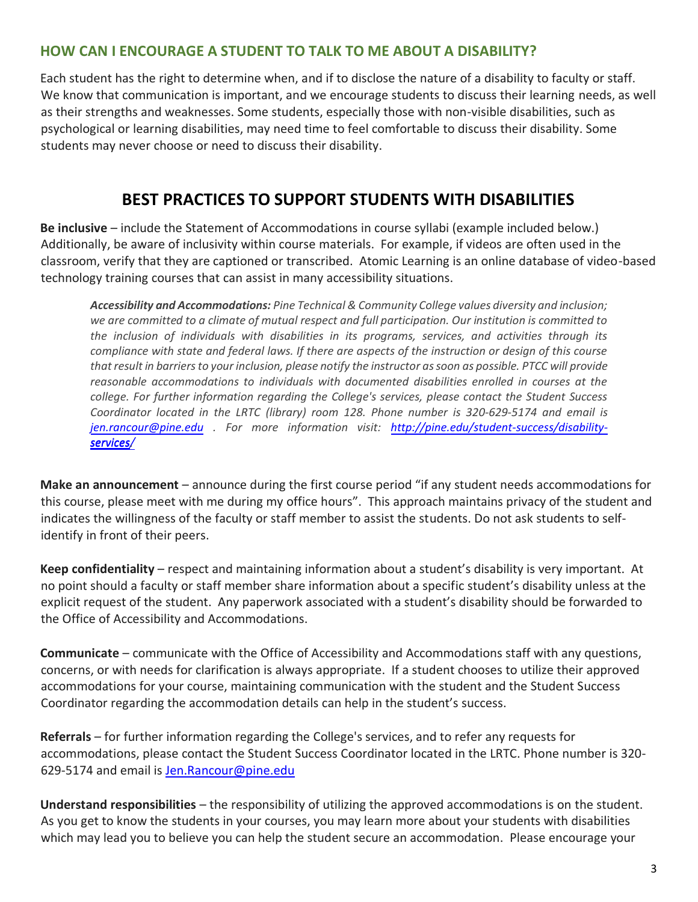## HOW CAN I ENCOURAGE A STUDENT TO TALK TO ME ABOUT A DISABILITY?

Each student has the right to determine when, and if to disclose the nature of a disability to faculty or staff. We know that communication is important, and we encourage students to discuss their learning needs, as well as their strengths and weaknesses. Some students, especially those with non-visible disabilities, such as psychological or learning disabilities, may need time to feel comfortable to discuss their disability. Some students may never choose or need to discuss their disability.

# BEST PRACTICES TO SUPPORT STUDENTS WITH DISABILITIES

**Be inclusive** – include the Statement of Accommodations in course syllabi (example included below.) Additionally, be aware of inclusivity within course materials. For example, if videos are often used in the classroom, verify that they are captioned or transcribed. Atomic Learning is an online database of video-based technology training courses that can assist in many accessibility situations.

> ***Accessibility and Accommodations:*** *Pine Technical & Community College values diversity and inclusion; we are committed to a climate of mutual respect and full participation. Our institution is committed to the inclusion of individuals with disabilities in its programs, services, and activities through its compliance with state and federal laws. If there are aspects of the instruction or design of this course that result in barriers to your inclusion, please notify the instructor as soon as possible. PTCC will provide reasonable accommodations to individuals with documented disabilities enrolled in courses at the college. For further information regarding the College's services, please contact the Student Success Coordinator located in the LRTC (library) room 128. Phone number is 320-629-5174 and email is jen.rancour@pine.edu . For more information visit: http://pine.edu/student-success/disability-services/*

**Make an announcement** – announce during the first course period "if any student needs accommodations for this course, please meet with me during my office hours". This approach maintains privacy of the student and indicates the willingness of the faculty or staff member to assist the students. Do not ask students to self-identify in front of their peers.

**Keep confidentiality** – respect and maintaining information about a student's disability is very important. At no point should a faculty or staff member share information about a specific student's disability unless at the explicit request of the student. Any paperwork associated with a student's disability should be forwarded to the Office of Accessibility and Accommodations.

**Communicate** – communicate with the Office of Accessibility and Accommodations staff with any questions, concerns, or with needs for clarification is always appropriate. If a student chooses to utilize their approved accommodations for your course, maintaining communication with the student and the Student Success Coordinator regarding the accommodation details can help in the student's success.

**Referrals** – for further information regarding the College's services, and to refer any requests for accommodations, please contact the Student Success Coordinator located in the LRTC. Phone number is 320-629-5174 and email is Jen.Rancour@pine.edu

**Understand responsibilities** – the responsibility of utilizing the approved accommodations is on the student. As you get to know the students in your courses, you may learn more about your students with disabilities which may lead you to believe you can help the student secure an accommodation. Please encourage your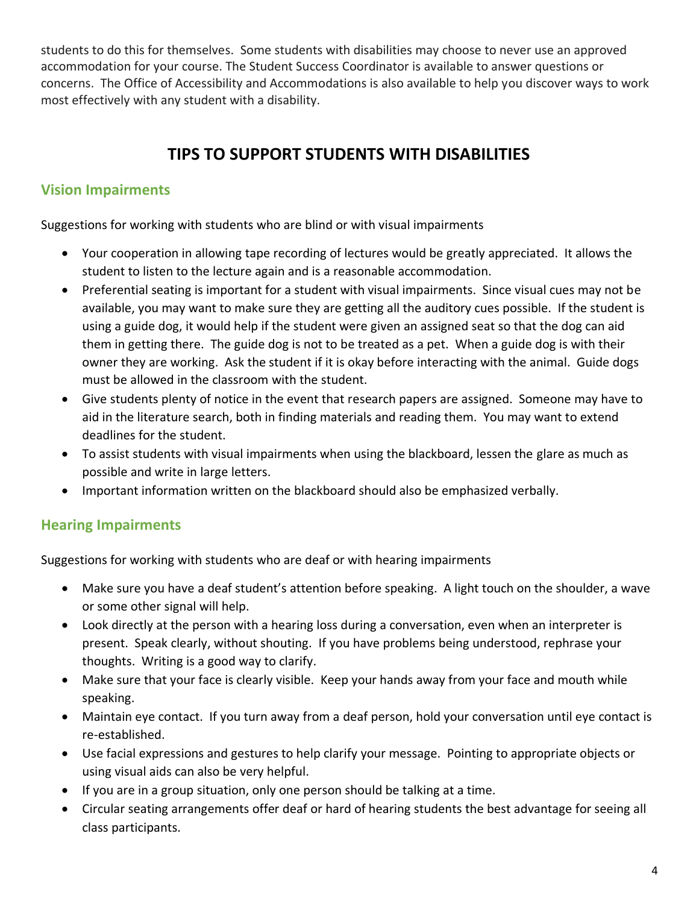students to do this for themselves. Some students with disabilities may choose to never use an approved accommodation for your course. The Student Success Coordinator is available to answer questions or concerns. The Office of Accessibility and Accommodations is also available to help you discover ways to work most effectively with any student with a disability.

# TIPS TO SUPPORT STUDENTS WITH DISABILITIES

## Vision Impairments

Suggestions for working with students who are blind or with visual impairments

- Your cooperation in allowing tape recording of lectures would be greatly appreciated. It allows the student to listen to the lecture again and is a reasonable accommodation.
- Preferential seating is important for a student with visual impairments. Since visual cues may not be available, you may want to make sure they are getting all the auditory cues possible. If the student is using a guide dog, it would help if the student were given an assigned seat so that the dog can aid them in getting there. The guide dog is not to be treated as a pet. When a guide dog is with their owner they are working. Ask the student if it is okay before interacting with the animal. Guide dogs must be allowed in the classroom with the student.
- Give students plenty of notice in the event that research papers are assigned. Someone may have to aid in the literature search, both in finding materials and reading them. You may want to extend deadlines for the student.
- To assist students with visual impairments when using the blackboard, lessen the glare as much as possible and write in large letters.
- Important information written on the blackboard should also be emphasized verbally.

## Hearing Impairments

Suggestions for working with students who are deaf or with hearing impairments

- Make sure you have a deaf student's attention before speaking. A light touch on the shoulder, a wave or some other signal will help.
- Look directly at the person with a hearing loss during a conversation, even when an interpreter is present. Speak clearly, without shouting. If you have problems being understood, rephrase your thoughts. Writing is a good way to clarify.
- Make sure that your face is clearly visible. Keep your hands away from your face and mouth while speaking.
- Maintain eye contact. If you turn away from a deaf person, hold your conversation until eye contact is re-established.
- Use facial expressions and gestures to help clarify your message. Pointing to appropriate objects or using visual aids can also be very helpful.
- If you are in a group situation, only one person should be talking at a time.
- Circular seating arrangements offer deaf or hard of hearing students the best advantage for seeing all class participants.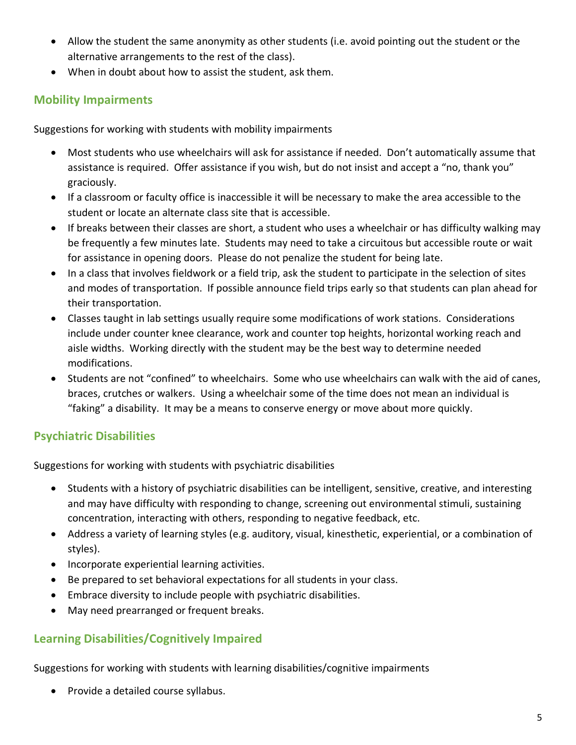- Allow the student the same anonymity as other students (i.e. avoid pointing out the student or the alternative arrangements to the rest of the class).
- When in doubt about how to assist the student, ask them.

## Mobility Impairments

Suggestions for working with students with mobility impairments

- Most students who use wheelchairs will ask for assistance if needed. Don't automatically assume that assistance is required. Offer assistance if you wish, but do not insist and accept a "no, thank you" graciously.
- If a classroom or faculty office is inaccessible it will be necessary to make the area accessible to the student or locate an alternate class site that is accessible.
- If breaks between their classes are short, a student who uses a wheelchair or has difficulty walking may be frequently a few minutes late. Students may need to take a circuitous but accessible route or wait for assistance in opening doors. Please do not penalize the student for being late.
- In a class that involves fieldwork or a field trip, ask the student to participate in the selection of sites and modes of transportation. If possible announce field trips early so that students can plan ahead for their transportation.
- Classes taught in lab settings usually require some modifications of work stations. Considerations include under counter knee clearance, work and counter top heights, horizontal working reach and aisle widths. Working directly with the student may be the best way to determine needed modifications.
- Students are not "confined" to wheelchairs. Some who use wheelchairs can walk with the aid of canes, braces, crutches or walkers. Using a wheelchair some of the time does not mean an individual is "faking" a disability. It may be a means to conserve energy or move about more quickly.

## Psychiatric Disabilities

Suggestions for working with students with psychiatric disabilities

- Students with a history of psychiatric disabilities can be intelligent, sensitive, creative, and interesting and may have difficulty with responding to change, screening out environmental stimuli, sustaining concentration, interacting with others, responding to negative feedback, etc.
- Address a variety of learning styles (e.g. auditory, visual, kinesthetic, experiential, or a combination of styles).
- Incorporate experiential learning activities.
- Be prepared to set behavioral expectations for all students in your class.
- Embrace diversity to include people with psychiatric disabilities.
- May need prearranged or frequent breaks.

## Learning Disabilities/Cognitively Impaired

Suggestions for working with students with learning disabilities/cognitive impairments

- Provide a detailed course syllabus.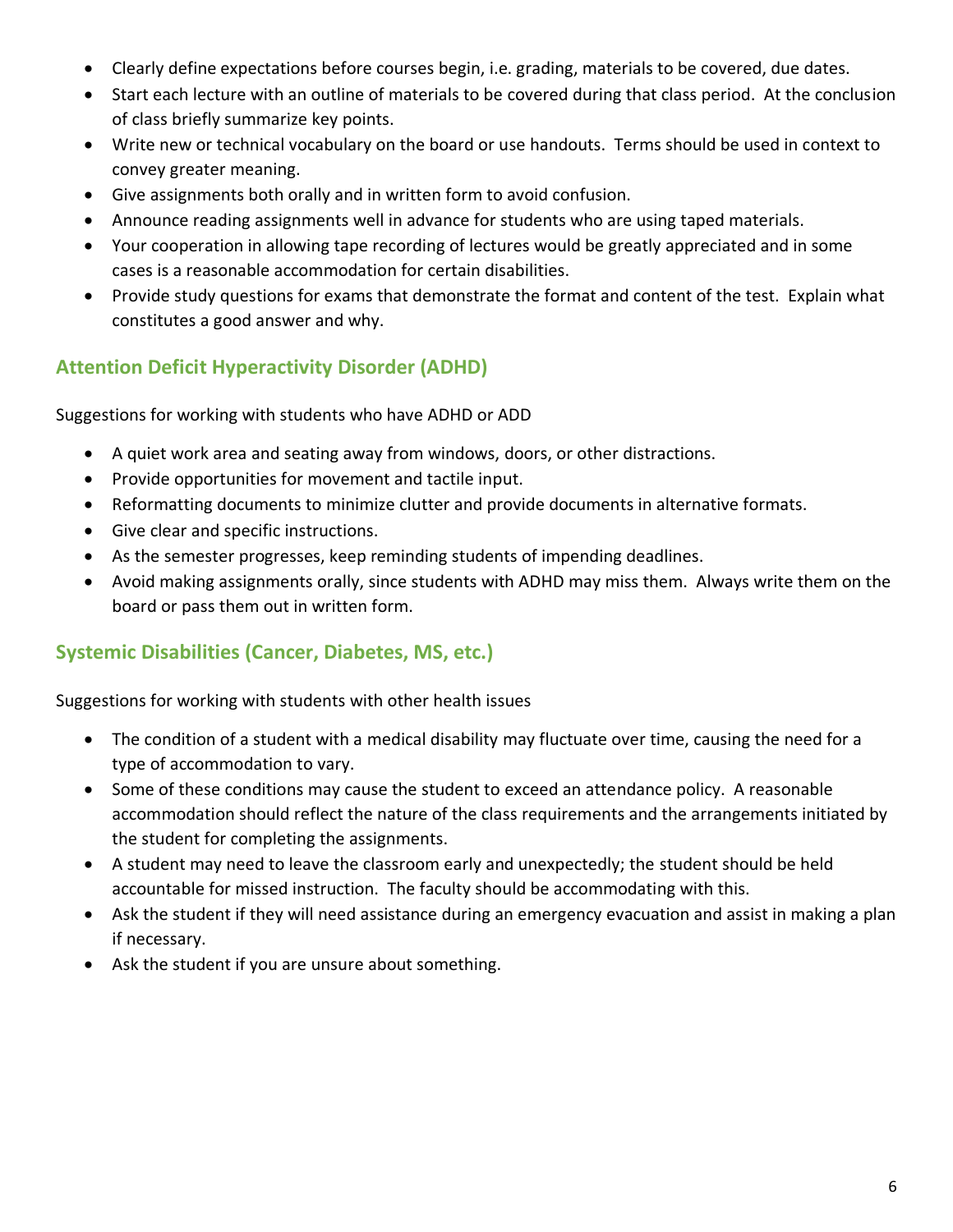- Clearly define expectations before courses begin, i.e. grading, materials to be covered, due dates.
- Start each lecture with an outline of materials to be covered during that class period. At the conclusion of class briefly summarize key points.
- Write new or technical vocabulary on the board or use handouts. Terms should be used in context to convey greater meaning.
- Give assignments both orally and in written form to avoid confusion.
- Announce reading assignments well in advance for students who are using taped materials.
- Your cooperation in allowing tape recording of lectures would be greatly appreciated and in some cases is a reasonable accommodation for certain disabilities.
- Provide study questions for exams that demonstrate the format and content of the test. Explain what constitutes a good answer and why.

## Attention Deficit Hyperactivity Disorder (ADHD)

Suggestions for working with students who have ADHD or ADD

- A quiet work area and seating away from windows, doors, or other distractions.
- Provide opportunities for movement and tactile input.
- Reformatting documents to minimize clutter and provide documents in alternative formats.
- Give clear and specific instructions.
- As the semester progresses, keep reminding students of impending deadlines.
- Avoid making assignments orally, since students with ADHD may miss them. Always write them on the board or pass them out in written form.

## Systemic Disabilities (Cancer, Diabetes, MS, etc.)

Suggestions for working with students with other health issues

- The condition of a student with a medical disability may fluctuate over time, causing the need for a type of accommodation to vary.
- Some of these conditions may cause the student to exceed an attendance policy. A reasonable accommodation should reflect the nature of the class requirements and the arrangements initiated by the student for completing the assignments.
- A student may need to leave the classroom early and unexpectedly; the student should be held accountable for missed instruction. The faculty should be accommodating with this.
- Ask the student if they will need assistance during an emergency evacuation and assist in making a plan if necessary.
- Ask the student if you are unsure about something.